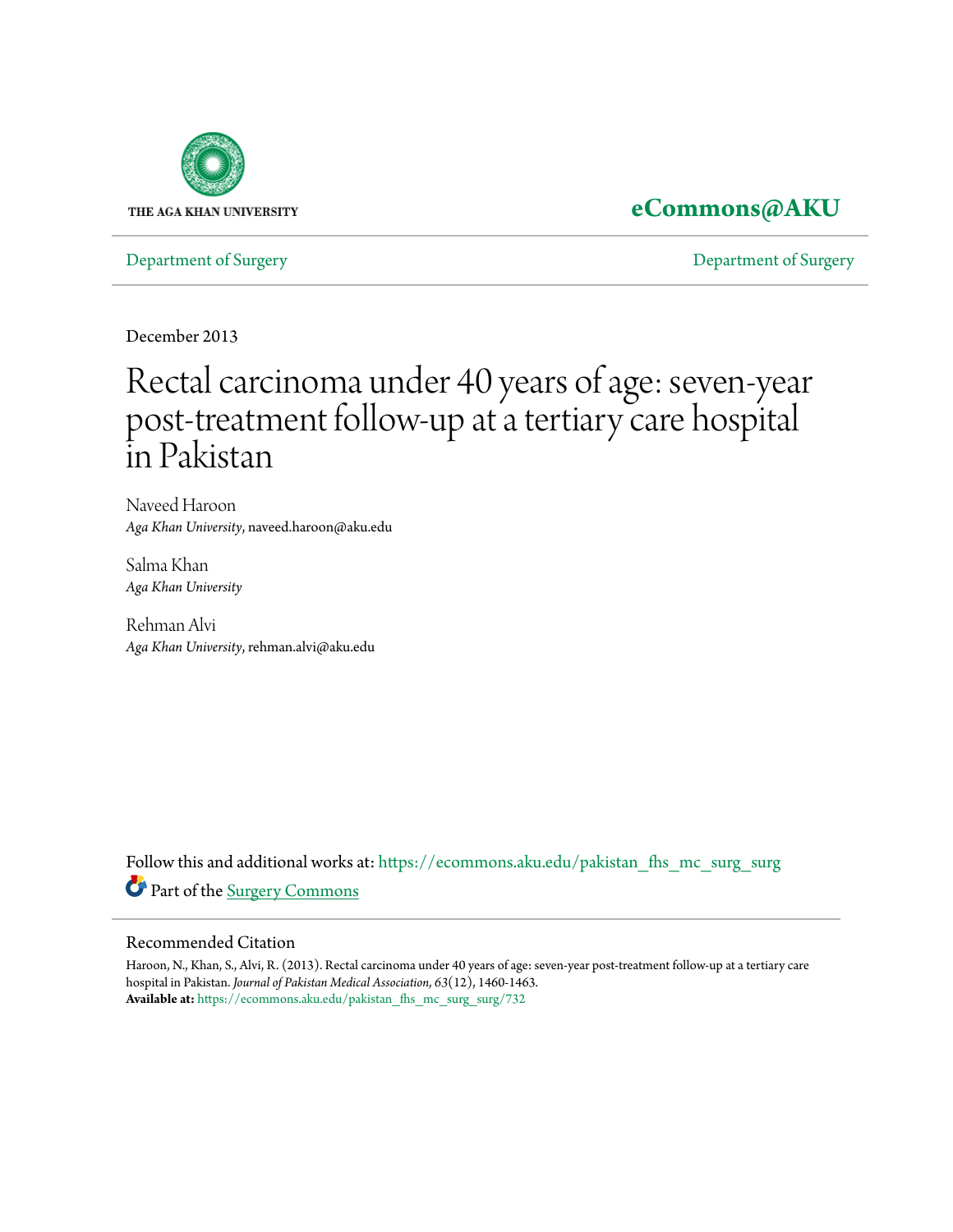THE AGA KHAN UNIVERSITY

**eCommons@AKU**

Department of Surgery | Department of Surgery

December 2013

# Rectal carcinoma under 40 years of age: seven-year post-treatment follow-up at a tertiary care hospital in Pakistan

Naveed Haroon
*Aga Khan University*, naveed.haroon@aku.edu

Salma Khan
*Aga Khan University*

Rehman Alvi
*Aga Khan University*, rehman.alvi@aku.edu

Follow this and additional works at: https://ecommons.aku.edu/pakistan_fhs_mc_surg_surg

Part of the Surgery Commons

## Recommended Citation

Haroon, N., Khan, S., Alvi, R. (2013). Rectal carcinoma under 40 years of age: seven-year post-treatment follow-up at a tertiary care hospital in Pakistan. *Journal of Pakistan Medical Association, 63*(12), 1460-1463.
**Available at:** https://ecommons.aku.edu/pakistan_fhs_mc_surg_surg/732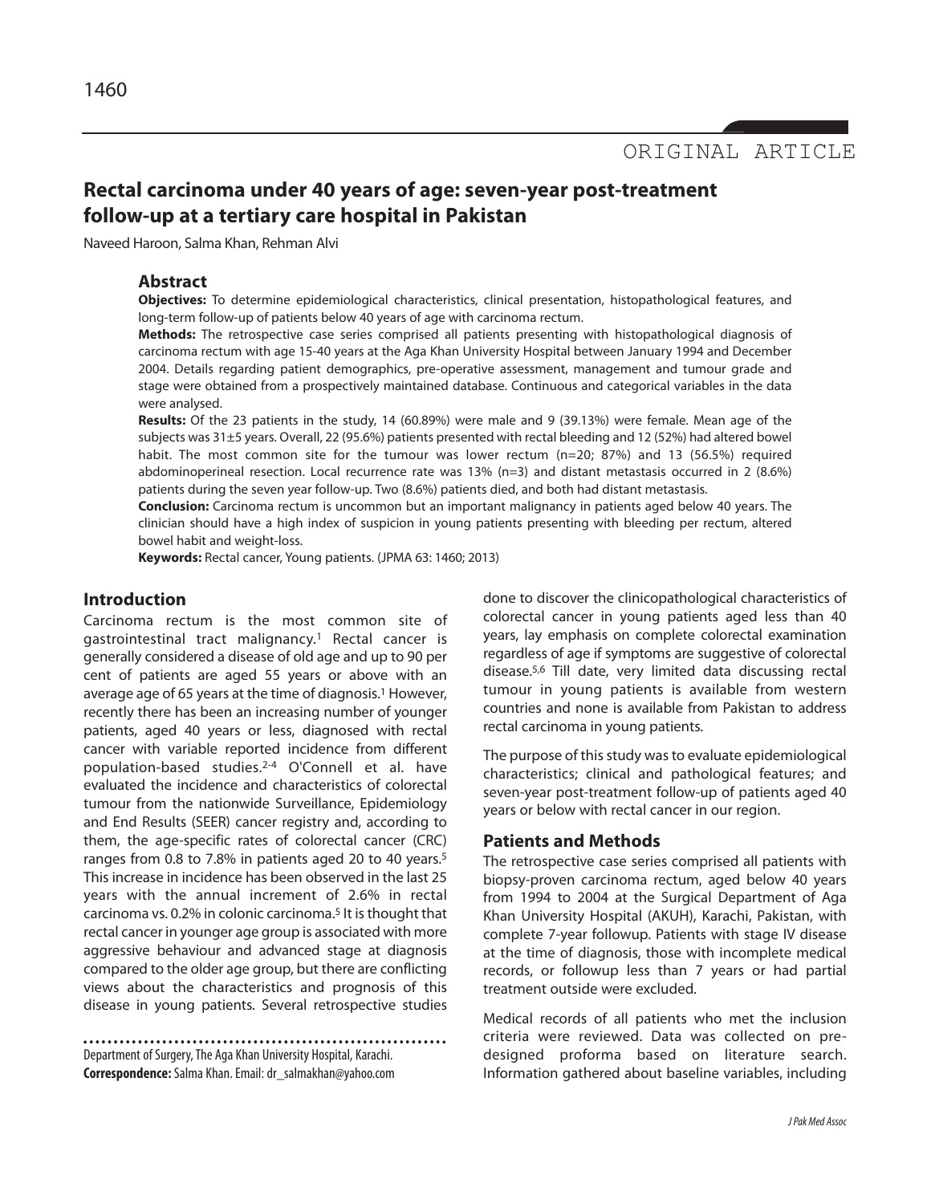# Rectal carcinoma under 40 years of age: seven-year post-treatment follow-up at a tertiary care hospital in Pakistan

Naveed Haroon, Salma Khan, Rehman Alvi

## Abstract

**Objectives:** To determine epidemiological characteristics, clinical presentation, histopathological features, and long-term follow-up of patients below 40 years of age with carcinoma rectum.

**Methods:** The retrospective case series comprised all patients presenting with histopathological diagnosis of carcinoma rectum with age 15-40 years at the Aga Khan University Hospital between January 1994 and December 2004. Details regarding patient demographics, pre-operative assessment, management and tumour grade and stage were obtained from a prospectively maintained database. Continuous and categorical variables in the data were analysed.

**Results:** Of the 23 patients in the study, 14 (60.89%) were male and 9 (39.13%) were female. Mean age of the subjects was 31±5 years. Overall, 22 (95.6%) patients presented with rectal bleeding and 12 (52%) had altered bowel habit. The most common site for the tumour was lower rectum (n=20; 87%) and 13 (56.5%) required abdominoperineal resection. Local recurrence rate was 13% (n=3) and distant metastasis occurred in 2 (8.6%) patients during the seven year follow-up. Two (8.6%) patients died, and both had distant metastasis.

**Conclusion:** Carcinoma rectum is uncommon but an important malignancy in patients aged below 40 years. The clinician should have a high index of suspicion in young patients presenting with bleeding per rectum, altered bowel habit and weight-loss.

**Keywords:** Rectal cancer, Young patients. (JPMA 63: 1460; 2013)

## Introduction

Carcinoma rectum is the most common site of gastrointestinal tract malignancy.[1] Rectal cancer is generally considered a disease of old age and up to 90 per cent of patients are aged 55 years or above with an average age of 65 years at the time of diagnosis.[1] However, recently there has been an increasing number of younger patients, aged 40 years or less, diagnosed with rectal cancer with variable reported incidence from different population-based studies.[2-4] O'Connell et al. have evaluated the incidence and characteristics of colorectal tumour from the nationwide Surveillance, Epidemiology and End Results (SEER) cancer registry and, according to them, the age-specific rates of colorectal cancer (CRC) ranges from 0.8 to 7.8% in patients aged 20 to 40 years.[5] This increase in incidence has been observed in the last 25 years with the annual increment of 2.6% in rectal carcinoma vs. 0.2% in colonic carcinoma.[5] It is thought that rectal cancer in younger age group is associated with more aggressive behaviour and advanced stage at diagnosis compared to the older age group, but there are conflicting views about the characteristics and prognosis of this disease in young patients. Several retrospective studies done to discover the clinicopathological characteristics of colorectal cancer in young patients aged less than 40 years, lay emphasis on complete colorectal examination regardless of age if symptoms are suggestive of colorectal disease.[5,6] Till date, very limited data discussing rectal tumour in young patients is available from western countries and none is available from Pakistan to address rectal carcinoma in young patients.

The purpose of this study was to evaluate epidemiological characteristics; clinical and pathological features; and seven-year post-treatment follow-up of patients aged 40 years or below with rectal cancer in our region.

## Patients and Methods

The retrospective case series comprised all patients with biopsy-proven carcinoma rectum, aged below 40 years from 1994 to 2004 at the Surgical Department of Aga Khan University Hospital (AKUH), Karachi, Pakistan, with complete 7-year followup. Patients with stage IV disease at the time of diagnosis, those with incomplete medical records, or followup less than 7 years or had partial treatment outside were excluded.

Medical records of all patients who met the inclusion criteria were reviewed. Data was collected on pre-designed proforma based on literature search. Information gathered about baseline variables, including

Department of Surgery, The Aga Khan University Hospital, Karachi.

**Correspondence:** Salma Khan. Email: dr_salmakhan@yahoo.com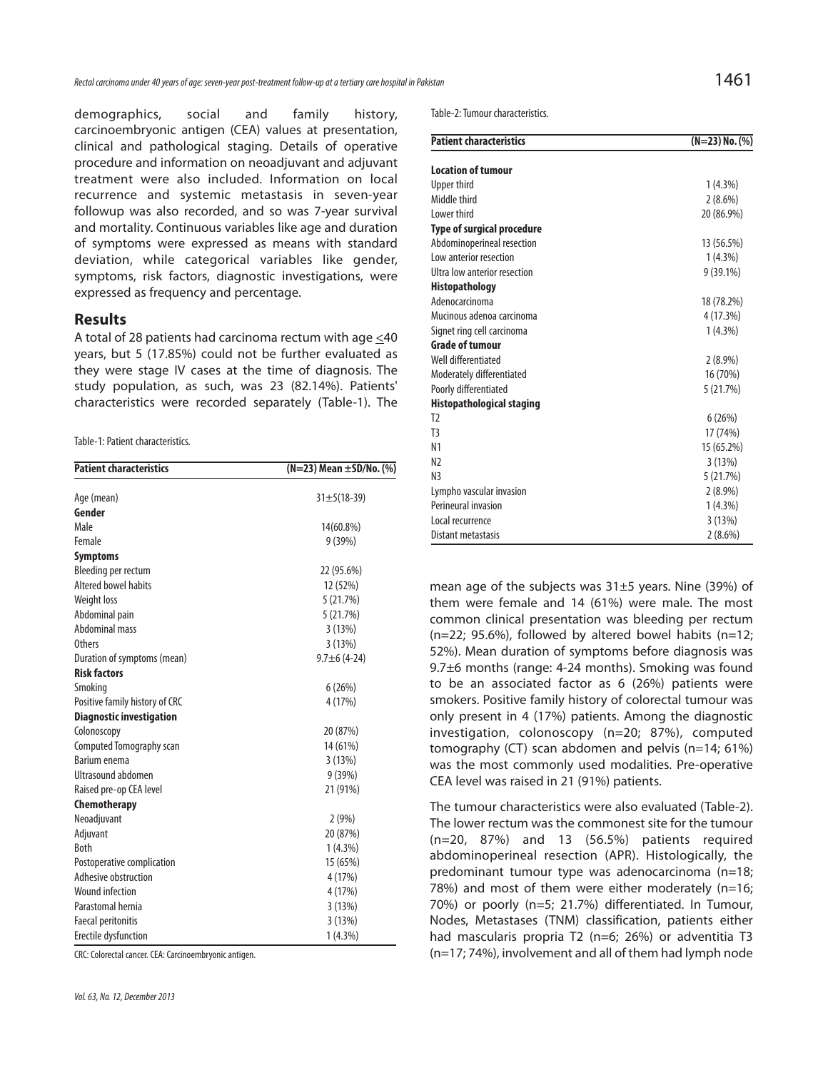demographics, social and family history, carcinoembryonic antigen (CEA) values at presentation, clinical and pathological staging. Details of operative procedure and information on neoadjuvant and adjuvant treatment were also included. Information on local recurrence and systemic metastasis in seven-year followup was also recorded, and so was 7-year survival and mortality. Continuous variables like age and duration of symptoms were expressed as means with standard deviation, while categorical variables like gender, symptoms, risk factors, diagnostic investigations, were expressed as frequency and percentage.

## Results

A total of 28 patients had carcinoma rectum with age ≤40 years, but 5 (17.85%) could not be further evaluated as they were stage IV cases at the time of diagnosis. The study population, as such, was 23 (82.14%). Patients' characteristics were recorded separately (Table-1). The mean age of the subjects was 31±5 years. Nine (39%) of them were female and 14 (61%) were male. The most common clinical presentation was bleeding per rectum (n=22; 95.6%), followed by altered bowel habits (n=12; 52%). Mean duration of symptoms before diagnosis was 9.7±6 months (range: 4-24 months). Smoking was found to be an associated factor as 6 (26%) patients were smokers. Positive family history of colorectal tumour was only present in 4 (17%) patients. Among the diagnostic investigation, colonoscopy (n=20; 87%), computed tomography (CT) scan abdomen and pelvis (n=14; 61%) was the most commonly used modalities. Pre-operative CEA level was raised in 21 (91%) patients.

Table-1: Patient characteristics.

| Patient characteristics | (N=23) Mean ±SD/No. (%) |
|---|---|
| Age (mean) | 31±5(18-39) |
| **Gender** | |
| Male | 14(60.8%) |
| Female | 9 (39%) |
| **Symptoms** | |
| Bleeding per rectum | 22 (95.6%) |
| Altered bowel habits | 12 (52%) |
| Weight loss | 5 (21.7%) |
| Abdominal pain | 5 (21.7%) |
| Abdominal mass | 3 (13%) |
| Others | 3 (13%) |
| Duration of symptoms (mean) | 9.7±6 (4-24) |
| **Risk factors** | |
| Smoking | 6 (26%) |
| Positive family history of CRC | 4 (17%) |
| **Diagnostic investigation** | |
| Colonoscopy | 20 (87%) |
| Computed Tomography scan | 14 (61%) |
| Barium enema | 3 (13%) |
| Ultrasound abdomen | 9 (39%) |
| Raised pre-op CEA level | 21 (91%) |
| **Chemotherapy** | |
| Neoadjuvant | 2 (9%) |
| Adjuvant | 20 (87%) |
| Both | 1 (4.3%) |
| Postoperative complication | 15 (65%) |
| Adhesive obstruction | 4 (17%) |
| Wound infection | 4 (17%) |
| Parastomal hernia | 3 (13%) |
| Faecal peritonitis | 3 (13%) |
| Erectile dysfunction | 1 (4.3%) |

CRC: Colorectal cancer. CEA: Carcinoembryonic antigen.

Table-2: Tumour characteristics.

| Patient characteristics | (N=23) No. (%) |
|---|---|
| **Location of tumour** | |
| Upper third | 1 (4.3%) |
| Middle third | 2 (8.6%) |
| Lower third | 20 (86.9%) |
| **Type of surgical procedure** | |
| Abdominoperineal resection | 13 (56.5%) |
| Low anterior resection | 1 (4.3%) |
| Ultra low anterior resection | 9 (39.1%) |
| **Histopathology** | |
| Adenocarcinoma | 18 (78.2%) |
| Mucinous adeno carcinoma | 4 (17.3%) |
| Signet ring cell carcinoma | 1 (4.3%) |
| **Grade of tumour** | |
| Well differentiated | 2 (8.9%) |
| Moderately differentiated | 16 (70%) |
| Poorly differentiated | 5 (21.7%) |
| **Histopathological staging** | |
| T2 | 6 (26%) |
| T3 | 17 (74%) |
| N1 | 15 (65.2%) |
| N2 | 3 (13%) |
| N3 | 5 (21.7%) |
| Lympho vascular invasion | 2 (8.9%) |
| Perineural invasion | 1 (4.3%) |
| Local recurrence | 3 (13%) |
| Distant metastasis | 2 (8.6%) |

The tumour characteristics were also evaluated (Table-2). The lower rectum was the commonest site for the tumour (n=20, 87%) and 13 (56.5%) patients required abdominoperineal resection (APR). Histologically, the predominant tumour type was adenocarcinoma (n=18; 78%) and most of them were either moderately (n=16; 70%) or poorly (n=5; 21.7%) differentiated. In Tumour, Nodes, Metastases (TNM) classification, patients either had mascularis propria T2 (n=6; 26%) or adventitia T3 (n=17; 74%), involvement and all of them had lymph node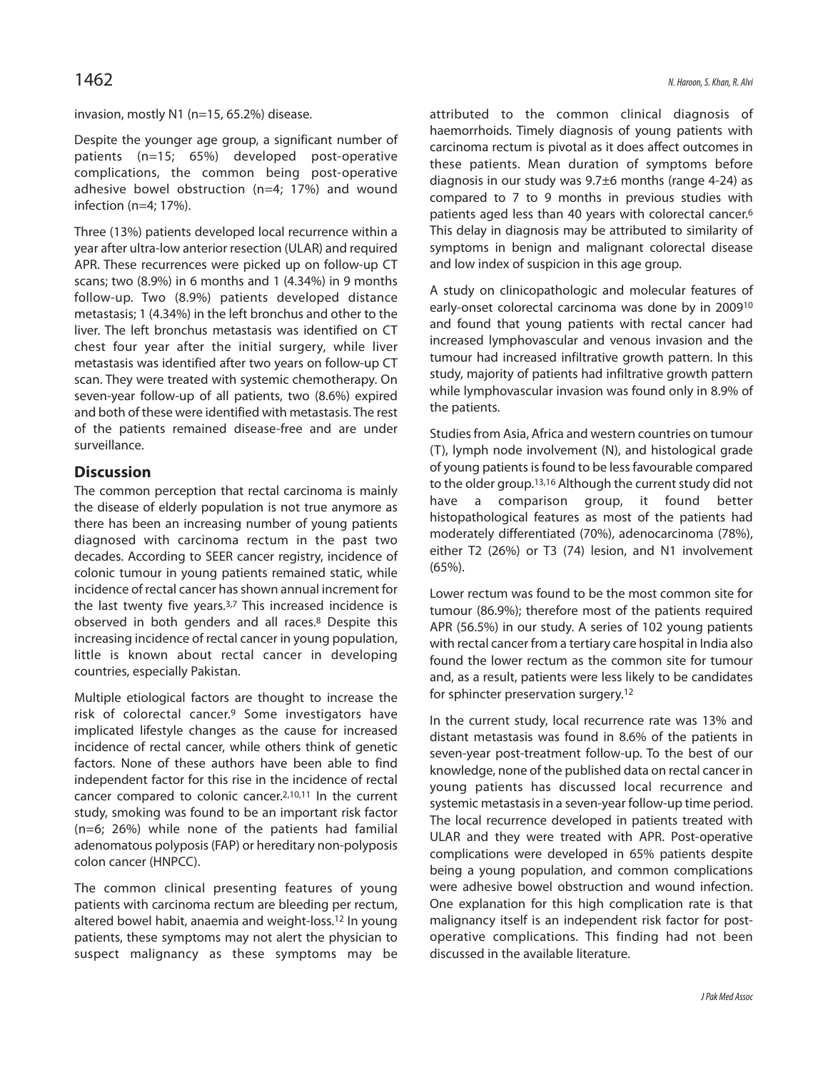invasion, mostly N1 (n=15, 65.2%) disease.

Despite the younger age group, a significant number of patients (n=15; 65%) developed post-operative complications, the common being post-operative adhesive bowel obstruction (n=4; 17%) and wound infection (n=4; 17%).

Three (13%) patients developed local recurrence within a year after ultra-low anterior resection (ULAR) and required APR. These recurrences were picked up on follow-up CT scans; two (8.9%) in 6 months and 1 (4.34%) in 9 months follow-up. Two (8.9%) patients developed distance metastasis; 1 (4.34%) in the left bronchus and other to the liver. The left bronchus metastasis was identified on CT chest four year after the initial surgery, while liver metastasis was identified after two years on follow-up CT scan. They were treated with systemic chemotherapy. On seven-year follow-up of all patients, two (8.6%) expired and both of these were identified with metastasis. The rest of the patients remained disease-free and are under surveillance.

## Discussion

The common perception that rectal carcinoma is mainly the disease of elderly population is not true anymore as there has been an increasing number of young patients diagnosed with carcinoma rectum in the past two decades. According to SEER cancer registry, incidence of colonic tumour in young patients remained static, while incidence of rectal cancer has shown annual increment for the last twenty five years.[3,7] This increased incidence is observed in both genders and all races.[8] Despite this increasing incidence of rectal cancer in young population, little is known about rectal cancer in developing countries, especially Pakistan.

Multiple etiological factors are thought to increase the risk of colorectal cancer.[9] Some investigators have implicated lifestyle changes as the cause for increased incidence of rectal cancer, while others think of genetic factors. None of these authors have been able to find independent factor for this rise in the incidence of rectal cancer compared to colonic cancer.[2,10,11] In the current study, smoking was found to be an important risk factor (n=6; 26%) while none of the patients had familial adenomatous polyposis (FAP) or hereditary non-polyposis colon cancer (HNPCC).

The common clinical presenting features of young patients with carcinoma rectum are bleeding per rectum, altered bowel habit, anaemia and weight-loss.[12] In young patients, these symptoms may not alert the physician to suspect malignancy as these symptoms may be attributed to the common clinical diagnosis of haemorrhoids. Timely diagnosis of young patients with carcinoma rectum is pivotal as it does affect outcomes in these patients. Mean duration of symptoms before diagnosis in our study was 9.7±6 months (range 4-24) as compared to 7 to 9 months in previous studies with patients aged less than 40 years with colorectal cancer.[6] This delay in diagnosis may be attributed to similarity of symptoms in benign and malignant colorectal disease and low index of suspicion in this age group.

A study on clinicopathologic and molecular features of early-onset colorectal carcinoma was done by in 2009[10] and found that young patients with rectal cancer had increased lymphovascular and venous invasion and the tumour had increased infiltrative growth pattern. In this study, majority of patients had infiltrative growth pattern while lymphovascular invasion was found only in 8.9% of the patients.

Studies from Asia, Africa and western countries on tumour (T), lymph node involvement (N), and histological grade of young patients is found to be less favourable compared to the older group.[13,16] Although the current study did not have a comparison group, it found better histopathological features as most of the patients had moderately differentiated (70%), adenocarcinoma (78%), either T2 (26%) or T3 (74) lesion, and N1 involvement (65%).

Lower rectum was found to be the most common site for tumour (86.9%); therefore most of the patients required APR (56.5%) in our study. A series of 102 young patients with rectal cancer from a tertiary care hospital in India also found the lower rectum as the common site for tumour and, as a result, patients were less likely to be candidates for sphincter preservation surgery.[12]

In the current study, local recurrence rate was 13% and distant metastasis was found in 8.6% of the patients in seven-year post-treatment follow-up. To the best of our knowledge, none of the published data on rectal cancer in young patients has discussed local recurrence and systemic metastasis in a seven-year follow-up time period. The local recurrence developed in patients treated with ULAR and they were treated with APR. Post-operative complications were developed in 65% patients despite being a young population, and common complications were adhesive bowel obstruction and wound infection. One explanation for this high complication rate is that malignancy itself is an independent risk factor for post-operative complications. This finding had not been discussed in the available literature.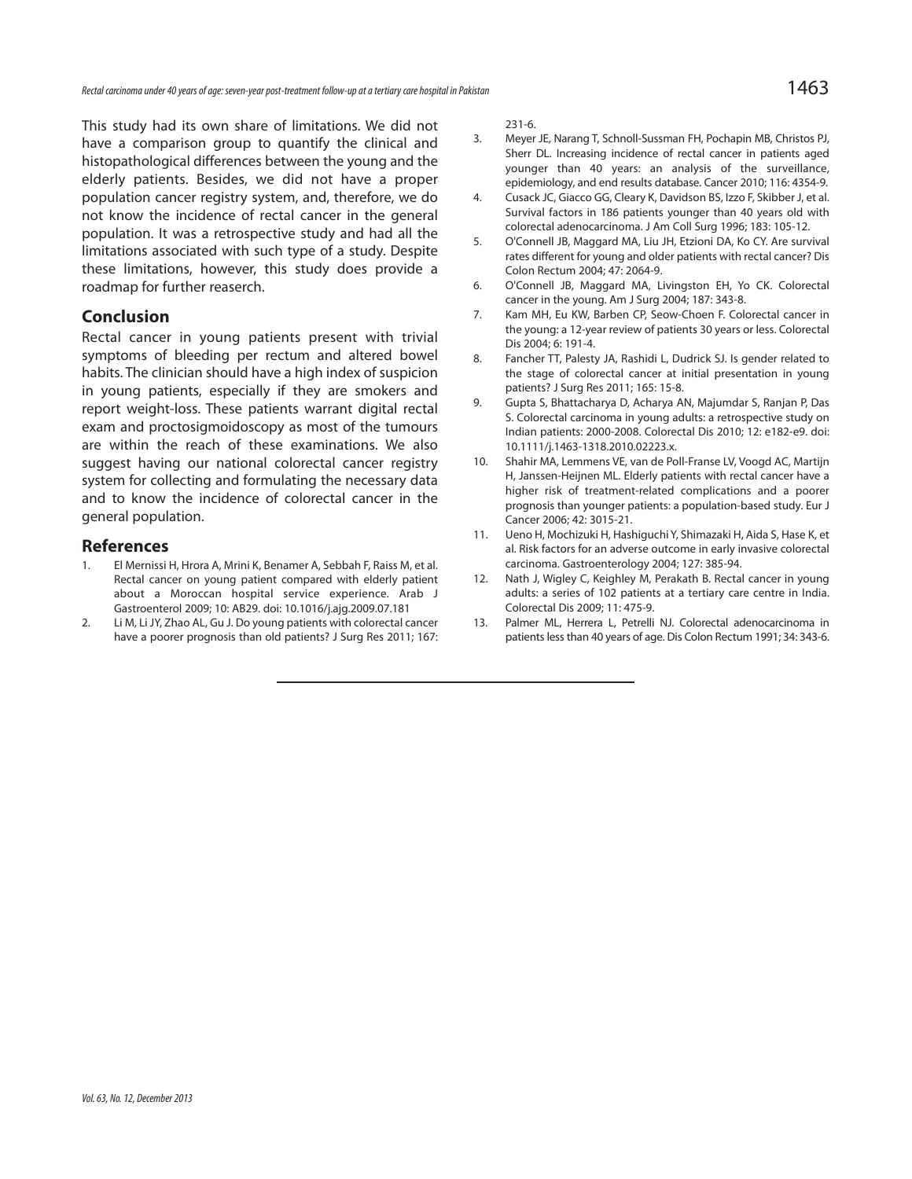This study had its own share of limitations. We did not have a comparison group to quantify the clinical and histopathological differences between the young and the elderly patients. Besides, we did not have a proper population cancer registry system, and, therefore, we do not know the incidence of rectal cancer in the general population. It was a retrospective study and had all the limitations associated with such type of a study. Despite these limitations, however, this study does provide a roadmap for further reaserch.

## Conclusion

Rectal cancer in young patients present with trivial symptoms of bleeding per rectum and altered bowel habits. The clinician should have a high index of suspicion in young patients, especially if they are smokers and report weight-loss. These patients warrant digital rectal exam and proctosigmoidoscopy as most of the tumours are within the reach of these examinations. We also suggest having our national colorectal cancer registry system for collecting and formulating the necessary data and to know the incidence of colorectal cancer in the general population.

## References

1. El Mernissi H, Hrora A, Mrini K, Benamer A, Sebbah F, Raiss M, et al. Rectal cancer on young patient compared with elderly patient about a Moroccan hospital service experience. Arab J Gastroenterol 2009; 10: AB29. doi: 10.1016/j.ajg.2009.07.181
2. Li M, Li JY, Zhao AL, Gu J. Do young patients with colorectal cancer have a poorer prognosis than old patients? J Surg Res 2011; 167: 231-6.
3. Meyer JE, Narang T, Schnoll-Sussman FH, Pochapin MB, Christos PJ, Sherr DL. Increasing incidence of rectal cancer in patients aged younger than 40 years: an analysis of the surveillance, epidemiology, and end results database. Cancer 2010; 116: 4354-9.
4. Cusack JC, Giacco GG, Cleary K, Davidson BS, Izzo F, Skibber J, et al. Survival factors in 186 patients younger than 40 years old with colorectal adenocarcinoma. J Am Coll Surg 1996; 183: 105-12.
5. O'Connell JB, Maggard MA, Liu JH, Etzioni DA, Ko CY. Are survival rates different for young and older patients with rectal cancer? Dis Colon Rectum 2004; 47: 2064-9.
6. O'Connell JB, Maggard MA, Livingston EH, Yo CK. Colorectal cancer in the young. Am J Surg 2004; 187: 343-8.
7. Kam MH, Eu KW, Barben CP, Seow-Choen F. Colorectal cancer in the young: a 12-year review of patients 30 years or less. Colorectal Dis 2004; 6: 191-4.
8. Fancher TT, Palesty JA, Rashidi L, Dudrick SJ. Is gender related to the stage of colorectal cancer at initial presentation in young patients? J Surg Res 2011; 165: 15-8.
9. Gupta S, Bhattacharya D, Acharya AN, Majumdar S, Ranjan P, Das S. Colorectal carcinoma in young adults: a retrospective study on Indian patients: 2000-2008. Colorectal Dis 2010; 12: e182-e9. doi: 10.1111/j.1463-1318.2010.02223.x.
10. Shahir MA, Lemmens VE, van de Poll-Franse LV, Voogd AC, Martijn H, Janssen-Heijnen ML. Elderly patients with rectal cancer have a higher risk of treatment-related complications and a poorer prognosis than younger patients: a population-based study. Eur J Cancer 2006; 42: 3015-21.
11. Ueno H, Mochizuki H, Hashiguchi Y, Shimazaki H, Aida S, Hase K, et al. Risk factors for an adverse outcome in early invasive colorectal carcinoma. Gastroenterology 2004; 127: 385-94.
12. Nath J, Wigley C, Keighley M, Perakath B. Rectal cancer in young adults: a series of 102 patients at a tertiary care centre in India. Colorectal Dis 2009; 11: 475-9.
13. Palmer ML, Herrera L, Petrelli NJ. Colorectal adenocarcinoma in patients less than 40 years of age. Dis Colon Rectum 1991; 34: 343-6.